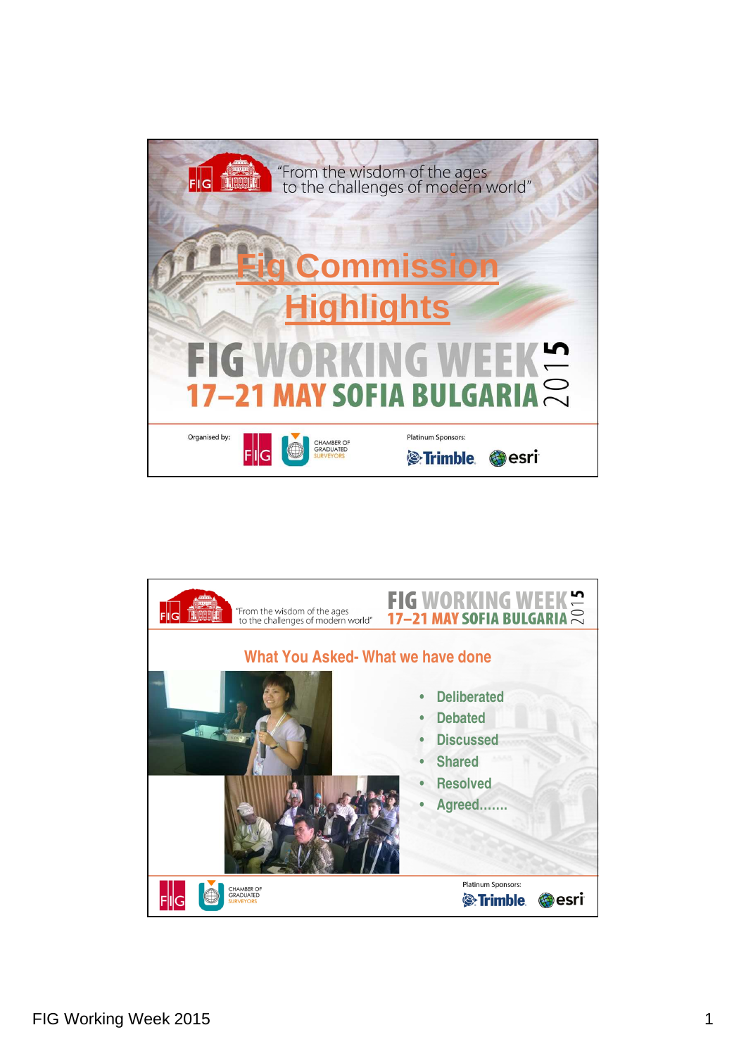"From the wisdom of the ages to the challenges of modern world"

# Fig Commission Highlights

FIG WORKING WEEK 2015
17–21 MAY SOFIA BULGARIA

Organised by: FIG, Chamber of Graduated Surveyors

Platinum Sponsors: Trimble, esri

---

"From the wisdom of the ages to the challenges of modern world"

FIG WORKING WEEK 2015
17–21 MAY SOFIA BULGARIA

## What You Asked- What we have done

- Deliberated
- Debated
- Discussed
- Shared
- Resolved
- Agreed.......

Chamber of Graduated Surveyors

Platinum Sponsors: Trimble, esri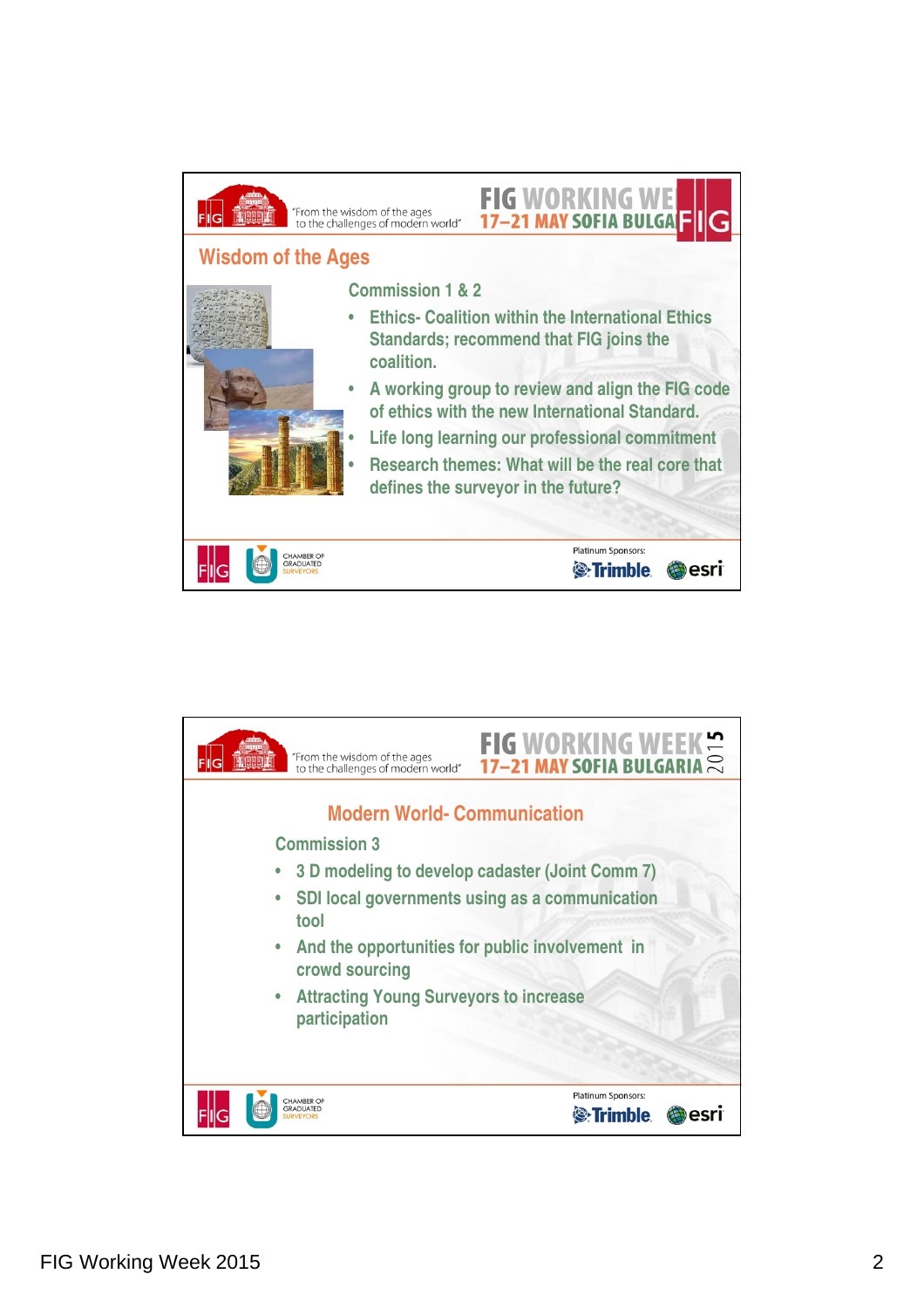## Wisdom of the Ages

Commission 1 & 2

- Ethics- Coalition within the International Ethics Standards; recommend that FIG joins the coalition.
- A working group to review and align the FIG code of ethics with the new International Standard.
- Life long learning our professional commitment
- Research themes: What will be the real core that defines the surveyor in the future?

## Modern World- Communication

Commission 3

- 3 D modeling to develop cadaster (Joint Comm 7)
- SDI local governments using as a communication tool
- And the opportunities for public involvement in crowd sourcing
- Attracting Young Surveyors to increase participation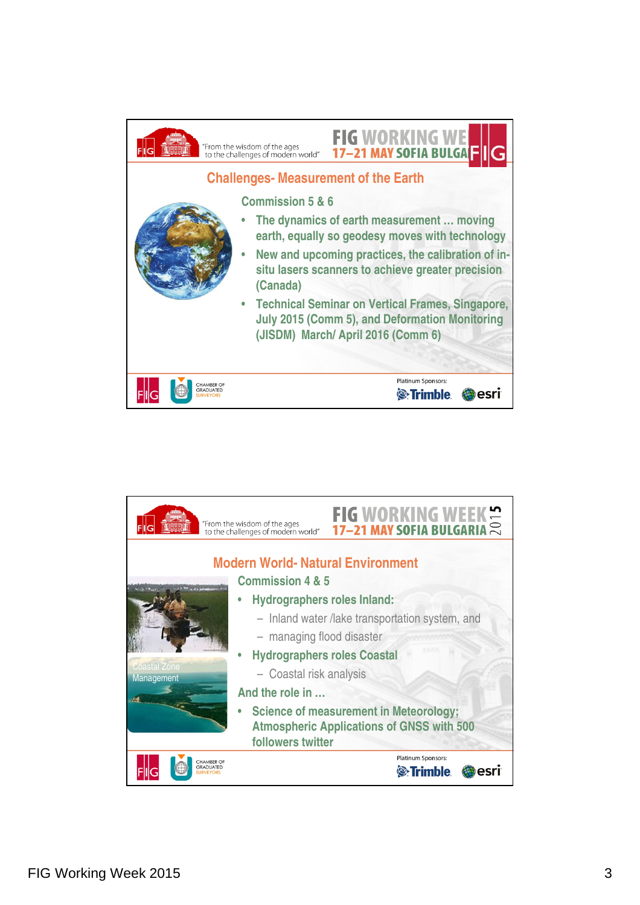## Challenges- Measurement of the Earth

Commission 5 & 6

- The dynamics of earth measurement … moving earth, equally so geodesy moves with technology
- New and upcoming practices, the calibration of in-situ lasers scanners to achieve greater precision (Canada)
- Technical Seminar on Vertical Frames, Singapore, July 2015 (Comm 5), and Deformation Monitoring (JISDM) March/ April 2016 (Comm 6)

## Modern World- Natural Environment

Commission 4 & 5

- Hydrographers roles Inland:
  - Inland water /lake transportation system, and
  - managing flood disaster
- Hydrographers roles Coastal
  - Coastal risk analysis

And the role in …

- Science of measurement in Meteorology; Atmospheric Applications of GNSS with 500 followers twitter

Coastal Zone Management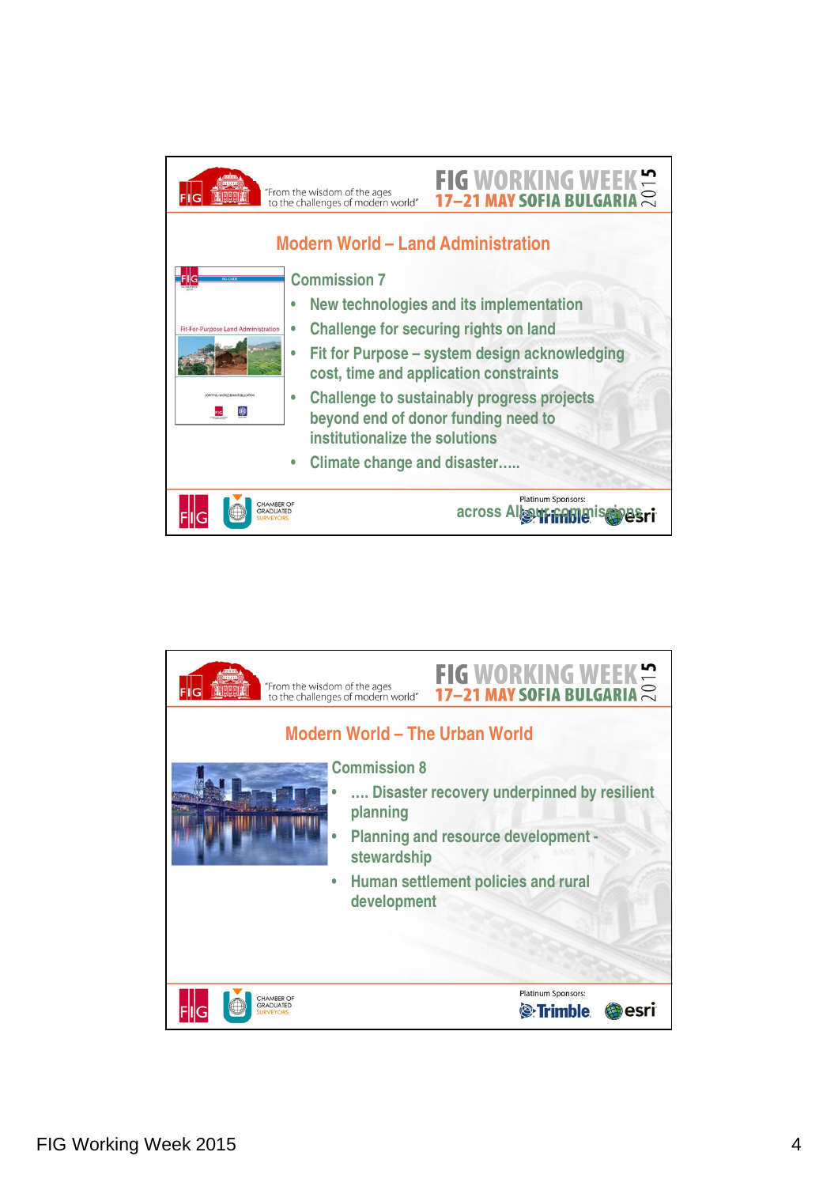## Modern World – Land Administration

Commission 7

- New technologies and its implementation
- Challenge for securing rights on land
- Fit for Purpose – system design acknowledging cost, time and application constraints
- Challenge to sustainably progress projects beyond end of donor funding need to institutionalize the solutions
- Climate change and disaster…..

across All our commissions

## Modern World – The Urban World

Commission 8

- …. Disaster recovery underpinned by resilient planning
- Planning and resource development - stewardship
- Human settlement policies and rural development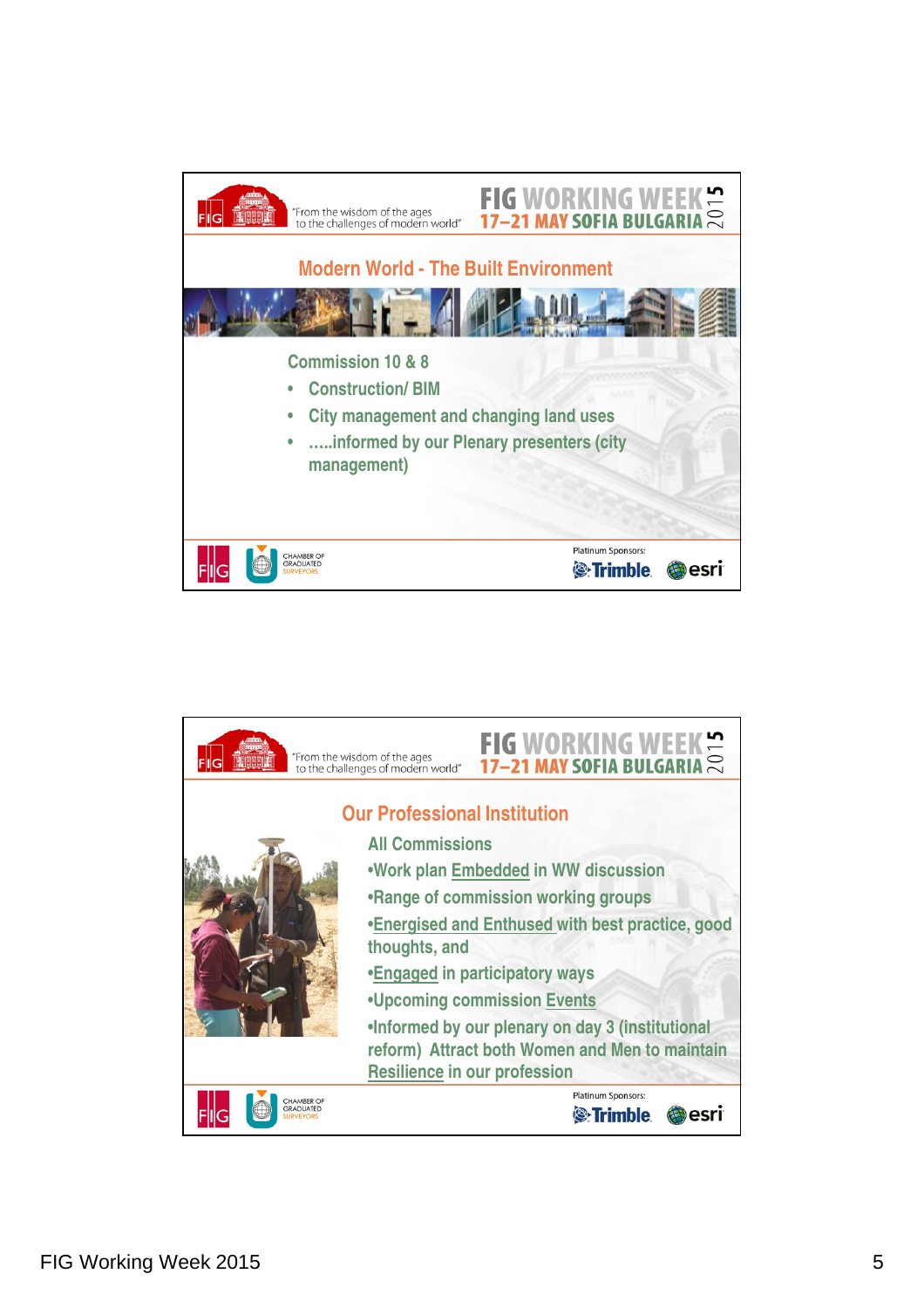## Modern World - The Built Environment

Commission 10 & 8

- Construction/ BIM
- City management and changing land uses
- …..informed by our Plenary presenters (city management)

## Our Professional Institution

All Commissions

- Work plan Embedded in WW discussion
- Range of commission working groups
- Energised and Enthused with best practice, good thoughts, and
- Engaged in participatory ways
- Upcoming commission Events
- Informed by our plenary on day 3 (institutional reform) Attract both Women and Men to maintain Resilience in our profession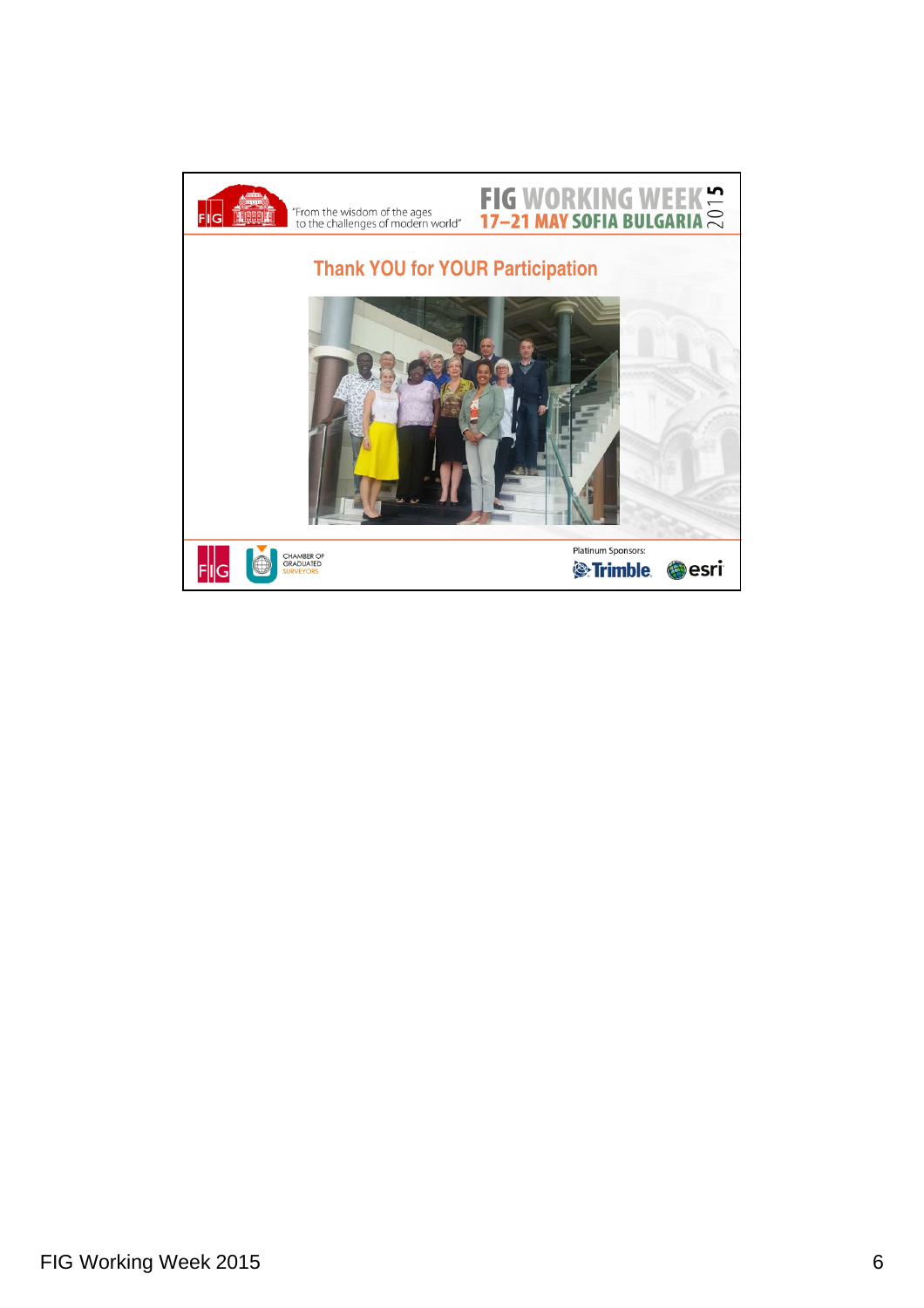"From the wisdom of the ages to the challenges of modern world"

FIG WORKING WEEK 2015
17–21 MAY SOFIA BULGARIA

## Thank YOU for YOUR Participation

CHAMBER OF GRADUATED SURVEYORS

Platinum Sponsors: Trimble esri